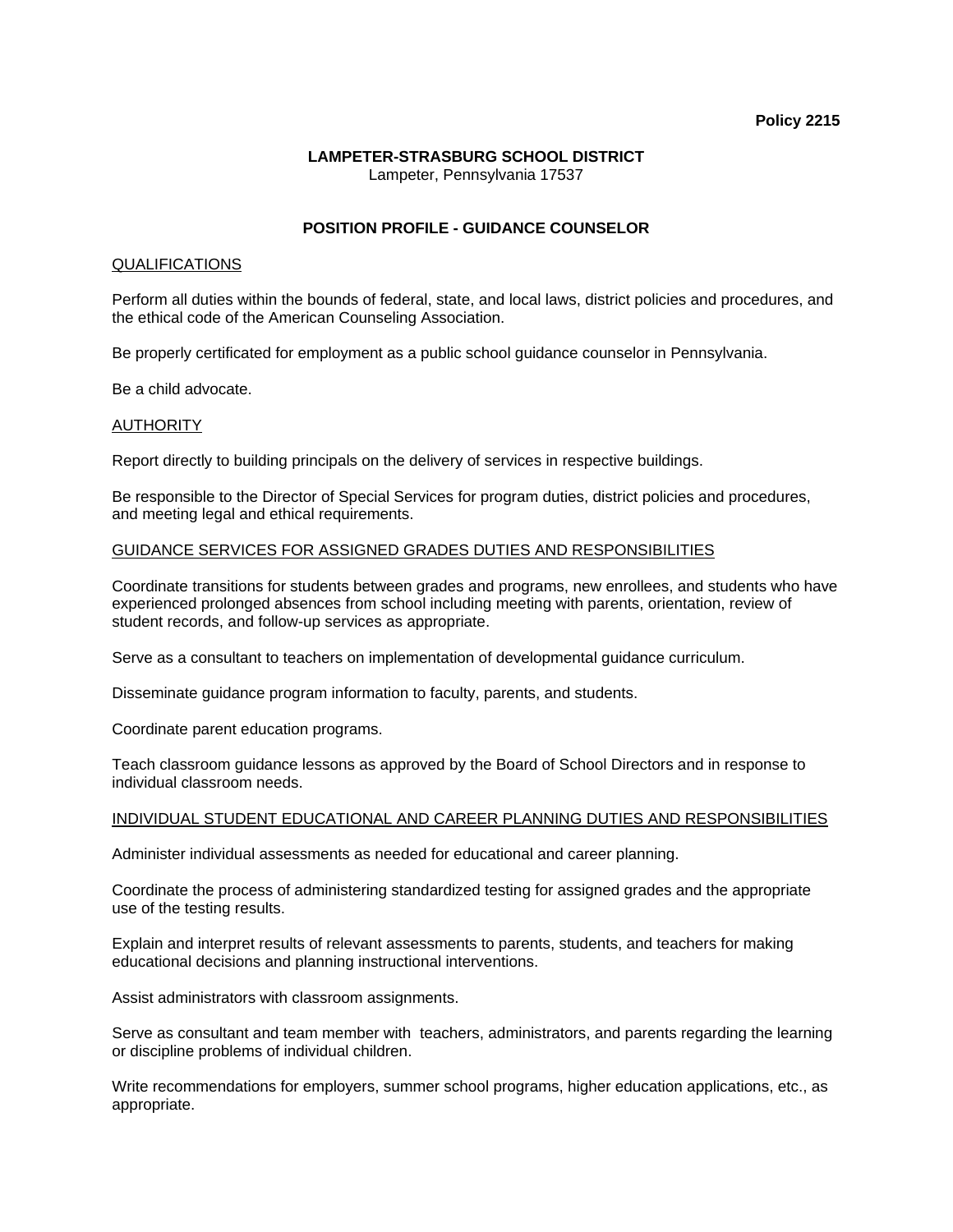**Policy 2215**

**LAMPETER-STRASBURG SCHOOL DISTRICT**
Lampeter, Pennsylvania 17537

# POSITION PROFILE - GUIDANCE COUNSELOR

## QUALIFICATIONS

Perform all duties within the bounds of federal, state, and local laws, district policies and procedures, and the ethical code of the American Counseling Association.

Be properly certificated for employment as a public school guidance counselor in Pennsylvania.

Be a child advocate.

## AUTHORITY

Report directly to building principals on the delivery of services in respective buildings.

Be responsible to the Director of Special Services for program duties, district policies and procedures, and meeting legal and ethical requirements.

## GUIDANCE SERVICES FOR ASSIGNED GRADES DUTIES AND RESPONSIBILITIES

Coordinate transitions for students between grades and programs, new enrollees, and students who have experienced prolonged absences from school including meeting with parents, orientation, review of student records, and follow-up services as appropriate.

Serve as a consultant to teachers on implementation of developmental guidance curriculum.

Disseminate guidance program information to faculty, parents, and students.

Coordinate parent education programs.

Teach classroom guidance lessons as approved by the Board of School Directors and in response to individual classroom needs.

## INDIVIDUAL STUDENT EDUCATIONAL AND CAREER PLANNING DUTIES AND RESPONSIBILITIES

Administer individual assessments as needed for educational and career planning.

Coordinate the process of administering standardized testing for assigned grades and the appropriate use of the testing results.

Explain and interpret results of relevant assessments to parents, students, and teachers for making educational decisions and planning instructional interventions.

Assist administrators with classroom assignments.

Serve as consultant and team member with teachers, administrators, and parents regarding the learning or discipline problems of individual children.

Write recommendations for employers, summer school programs, higher education applications, etc., as appropriate.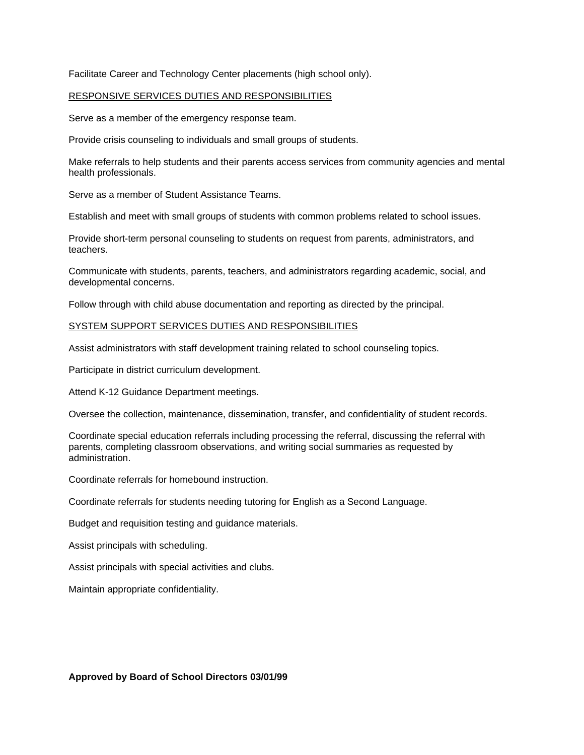Facilitate Career and Technology Center placements (high school only).

## RESPONSIVE SERVICES DUTIES AND RESPONSIBILITIES

Serve as a member of the emergency response team.

Provide crisis counseling to individuals and small groups of students.

Make referrals to help students and their parents access services from community agencies and mental health professionals.

Serve as a member of Student Assistance Teams.

Establish and meet with small groups of students with common problems related to school issues.

Provide short-term personal counseling to students on request from parents, administrators, and teachers.

Communicate with students, parents, teachers, and administrators regarding academic, social, and developmental concerns.

Follow through with child abuse documentation and reporting as directed by the principal.

## SYSTEM SUPPORT SERVICES DUTIES AND RESPONSIBILITIES

Assist administrators with staff development training related to school counseling topics.

Participate in district curriculum development.

Attend K-12 Guidance Department meetings.

Oversee the collection, maintenance, dissemination, transfer, and confidentiality of student records.

Coordinate special education referrals including processing the referral, discussing the referral with parents, completing classroom observations, and writing social summaries as requested by administration.

Coordinate referrals for homebound instruction.

Coordinate referrals for students needing tutoring for English as a Second Language.

Budget and requisition testing and guidance materials.

Assist principals with scheduling.

Assist principals with special activities and clubs.

Maintain appropriate confidentiality.

**Approved by Board of School Directors 03/01/99**